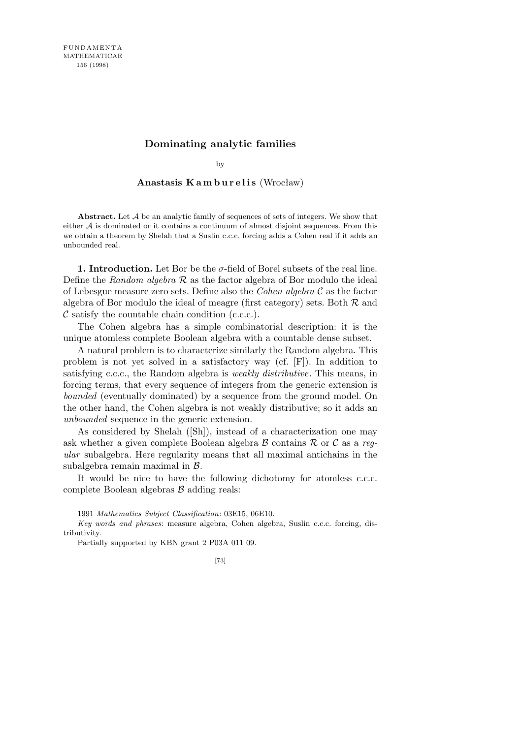# Dominating analytic families

by

**Anastasis Kamburelis** (Wrocław)

**Abstract.** Let $\mathcal{A}$ be an analytic family of sequences of sets of integers. We show that either $\mathcal{A}$ is dominated or it contains a continuum of almost disjoint sequences. From this we obtain a theorem by Shelah that a Suslin c.c.c. forcing adds a Cohen real if it adds an unbounded real.

**1. Introduction.** Let Bor be the $\sigma$-field of Borel subsets of the real line. Define the *Random algebra* $\mathcal{R}$ as the factor algebra of Bor modulo the ideal of Lebesgue measure zero sets. Define also the *Cohen algebra* $\mathcal{C}$ as the factor algebra of Bor modulo the ideal of meagre (first category) sets. Both $\mathcal{R}$ and $\mathcal{C}$ satisfy the countable chain condition (c.c.c.).

The Cohen algebra has a simple combinatorial description: it is the unique atomless complete Boolean algebra with a countable dense subset.

A natural problem is to characterize similarly the Random algebra. This problem is not yet solved in a satisfactory way (cf. [F]). In addition to satisfying c.c.c., the Random algebra is *weakly distributive*. This means, in forcing terms, that every sequence of integers from the generic extension is *bounded* (eventually dominated) by a sequence from the ground model. On the other hand, the Cohen algebra is not weakly distributive; so it adds an *unbounded* sequence in the generic extension.

As considered by Shelah ([Sh]), instead of a characterization one may ask whether a given complete Boolean algebra $\mathcal{B}$ contains $\mathcal{R}$ or $\mathcal{C}$ as a *regular* subalgebra. Here regularity means that all maximal antichains in the subalgebra remain maximal in $\mathcal{B}$.

It would be nice to have the following dichotomy for atomless c.c.c. complete Boolean algebras $\mathcal{B}$ adding reals:

---

1991 *Mathematics Subject Classification*: 03E15, 06E10.

*Key words and phrases*: measure algebra, Cohen algebra, Suslin c.c.c. forcing, distributivity.

Partially supported by KBN grant 2 P03A 011 09.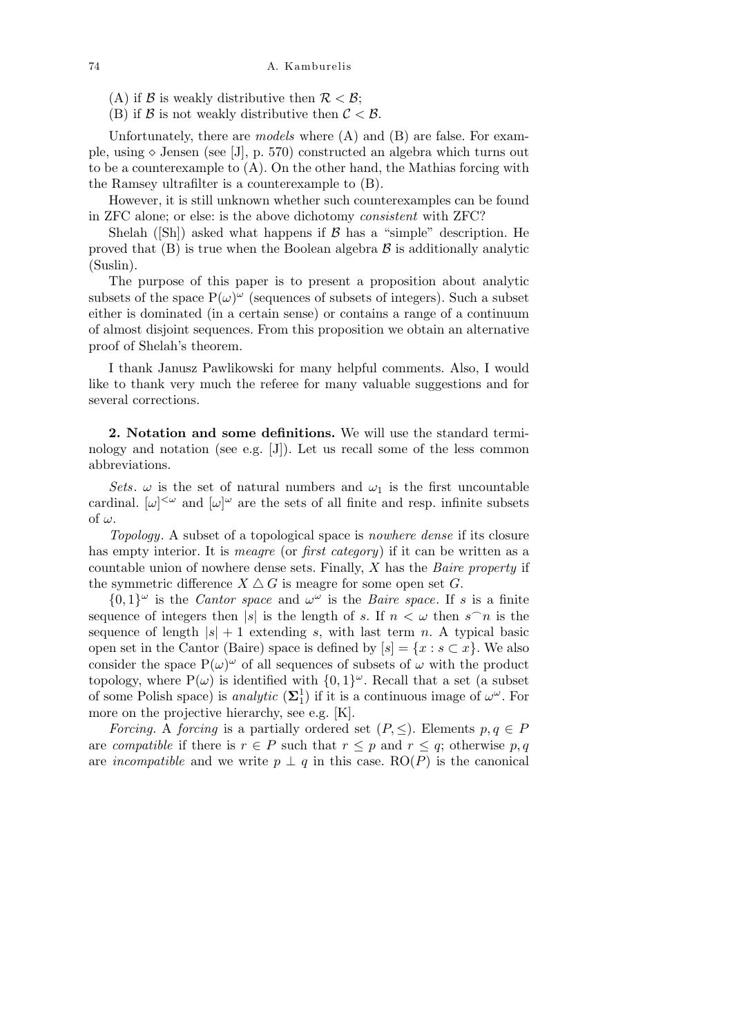(A) if $\mathcal{B}$ is weakly distributive then $\mathcal{R} < \mathcal{B}$;

(B) if $\mathcal{B}$ is not weakly distributive then $\mathcal{C} < \mathcal{B}$.

Unfortunately, there are *models* where (A) and (B) are false. For example, using $\diamond$ Jensen (see [J], p. 570) constructed an algebra which turns out to be a counterexample to (A). On the other hand, the Mathias forcing with the Ramsey ultrafilter is a counterexample to (B).

However, it is still unknown whether such counterexamples can be found in ZFC alone; or else: is the above dichotomy *consistent* with ZFC?

Shelah ([Sh]) asked what happens if $\mathcal{B}$ has a "simple" description. He proved that (B) is true when the Boolean algebra $\mathcal{B}$ is additionally analytic (Suslin).

The purpose of this paper is to present a proposition about analytic subsets of the space $\mathrm{P}(\omega)^\omega$ (sequences of subsets of integers). Such a subset either is dominated (in a certain sense) or contains a range of a continuum of almost disjoint sequences. From this proposition we obtain an alternative proof of Shelah's theorem.

I thank Janusz Pawlikowski for many helpful comments. Also, I would like to thank very much the referee for many valuable suggestions and for several corrections.

## 2. Notation and some definitions.

We will use the standard terminology and notation (see e.g. [J]). Let us recall some of the less common abbreviations.

*Sets*. $\omega$ is the set of natural numbers and $\omega_1$ is the first uncountable cardinal. $[\omega]^{<\omega}$ and $[\omega]^\omega$ are the sets of all finite and resp. infinite subsets of $\omega$.

*Topology*. A subset of a topological space is *nowhere dense* if its closure has empty interior. It is *meagre* (or *first category*) if it can be written as a countable union of nowhere dense sets. Finally, $X$ has the *Baire property* if the symmetric difference $X \triangle G$ is meagre for some open set $G$.

$\{0,1\}^\omega$ is the *Cantor space* and $\omega^\omega$ is the *Baire space*. If $s$ is a finite sequence of integers then $|s|$ is the length of $s$. If $n < \omega$ then $s^\frown n$ is the sequence of length $|s|+1$ extending $s$, with last term $n$. A typical basic open set in the Cantor (Baire) space is defined by $[s] = \{x : s \subset x\}$. We also consider the space $\mathrm{P}(\omega)^\omega$ of all sequences of subsets of $\omega$ with the product topology, where $\mathrm{P}(\omega)$ is identified with $\{0,1\}^\omega$. Recall that a set (a subset of some Polish space) is *analytic* ($\mathbf{\Sigma}^1_1$) if it is a continuous image of $\omega^\omega$. For more on the projective hierarchy, see e.g. [K].

*Forcing*. A *forcing* is a partially ordered set $(P, \leq)$. Elements $p, q \in P$ are *compatible* if there is $r \in P$ such that $r \leq p$ and $r \leq q$; otherwise $p, q$ are *incompatible* and we write $p \perp q$ in this case. $\mathrm{RO}(P)$ is the canonical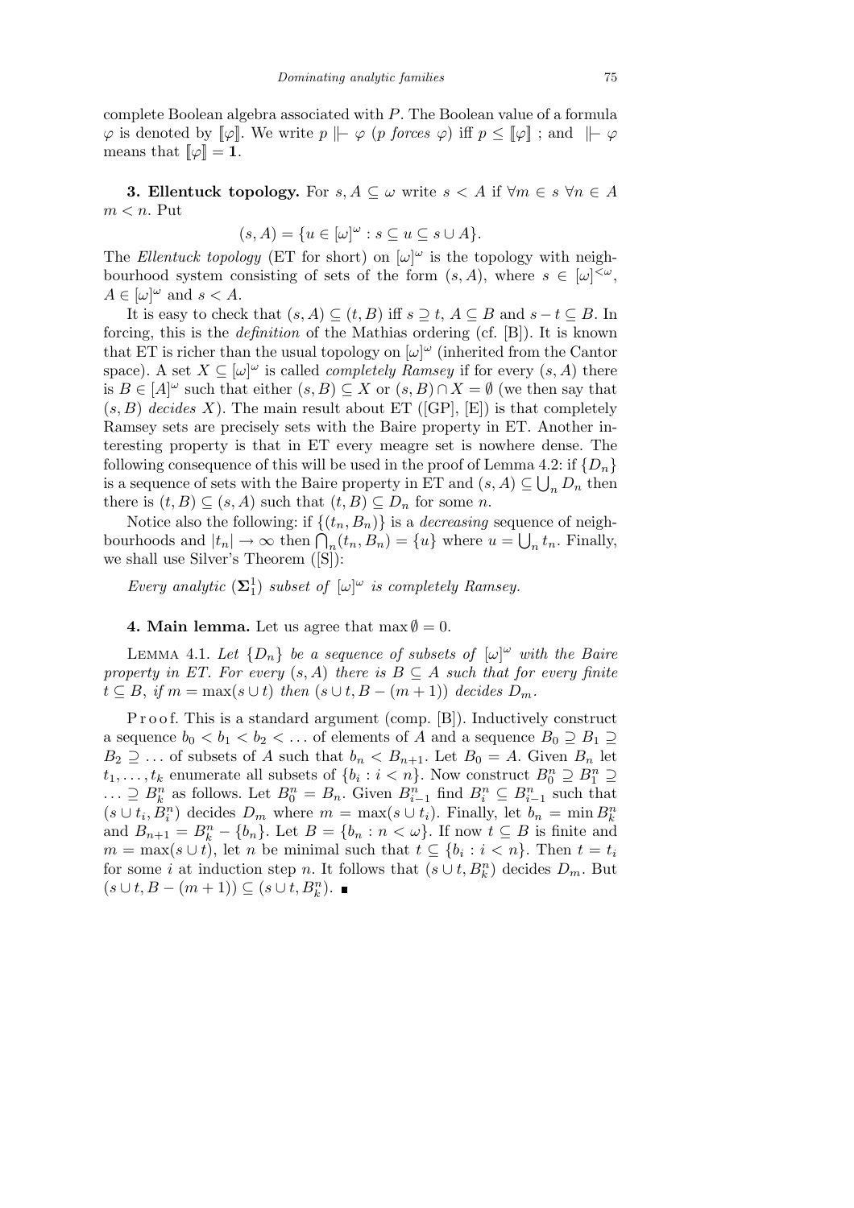complete Boolean algebra associated with $P$. The Boolean value of a formula $\varphi$ is denoted by $[\![\varphi]\!]$. We write $p \Vdash \varphi$ ($p$ *forces* $\varphi$) iff $p \leq [\![\varphi]\!]$ ; and $\Vdash \varphi$ means that $[\![\varphi]\!] = \mathbf{1}$.

**3. Ellentuck topology.** For $s, A \subseteq \omega$ write $s < A$ if $\forall m \in s\ \forall n \in A$ $m < n$. Put

$$(s, A) = \{u \in [\omega]^\omega : s \subseteq u \subseteq s \cup A\}.$$

The *Ellentuck topology* (ET for short) on $[\omega]^\omega$ is the topology with neighbourhood system consisting of sets of the form $(s, A)$, where $s \in [\omega]^{<\omega}$, $A \in [\omega]^\omega$ and $s < A$.

It is easy to check that $(s, A) \subseteq (t, B)$ iff $s \supseteq t$, $A \subseteq B$ and $s - t \subseteq B$. In forcing, this is the *definition* of the Mathias ordering (cf. [B]). It is known that ET is richer than the usual topology on $[\omega]^\omega$ (inherited from the Cantor space). A set $X \subseteq [\omega]^\omega$ is called *completely Ramsey* if for every $(s, A)$ there is $B \in [A]^\omega$ such that either $(s, B) \subseteq X$ or $(s, B) \cap X = \emptyset$ (we then say that $(s, B)$ *decides* $X$). The main result about ET ([GP], [E]) is that completely Ramsey sets are precisely sets with the Baire property in ET. Another interesting property is that in ET every meagre set is nowhere dense. The following consequence of this will be used in the proof of Lemma 4.2: if $\{D_n\}$ is a sequence of sets with the Baire property in ET and $(s, A) \subseteq \bigcup_n D_n$ then there is $(t, B) \subseteq (s, A)$ such that $(t, B) \subseteq D_n$ for some $n$.

Notice also the following: if $\{(t_n, B_n)\}$ is a *decreasing* sequence of neighbourhoods and $|t_n| \to \infty$ then $\bigcap_n (t_n, B_n) = \{u\}$ where $u = \bigcup_n t_n$. Finally, we shall use Silver's Theorem ([S]):

*Every analytic* ($\mathbf{\Sigma}^1_1$) *subset of* $[\omega]^\omega$ *is completely Ramsey.*

**4. Main lemma.** Let us agree that $\max \emptyset = 0$.

Lemma 4.1. *Let $\{D_n\}$ be a sequence of subsets of $[\omega]^\omega$ with the Baire property in ET. For every $(s, A)$ there is $B \subseteq A$ such that for every finite $t \subseteq B$, if $m = \max(s \cup t)$ then $(s \cup t, B - (m + 1))$ decides $D_m$.*

Proof. This is a standard argument (comp. [B]). Inductively construct a sequence $b_0 < b_1 < b_2 < \ldots$ of elements of $A$ and a sequence $B_0 \supseteq B_1 \supseteq B_2 \supseteq \ldots$ of subsets of $A$ such that $b_n < B_{n+1}$. Let $B_0 = A$. Given $B_n$ let $t_1, \ldots, t_k$ enumerate all subsets of $\{b_i : i < n\}$. Now construct $B^n_0 \supseteq B^n_1 \supseteq \ldots \supseteq B^n_k$ as follows. Let $B^n_0 = B_n$. Given $B^n_{i-1}$ find $B^n_i \subseteq B^n_{i-1}$ such that $(s \cup t_i, B^n_i)$ decides $D_m$ where $m = \max(s \cup t_i)$. Finally, let $b_n = \min B^n_k$ and $B_{n+1} = B^n_k - \{b_n\}$. Let $B = \{b_n : n < \omega\}$. If now $t \subseteq B$ is finite and $m = \max(s \cup t)$, let $n$ be minimal such that $t \subseteq \{b_i : i < n\}$. Then $t = t_i$ for some $i$ at induction step $n$. It follows that $(s \cup t, B^n_k)$ decides $D_m$. But $(s \cup t, B - (m + 1)) \subseteq (s \cup t, B^n_k)$. ∎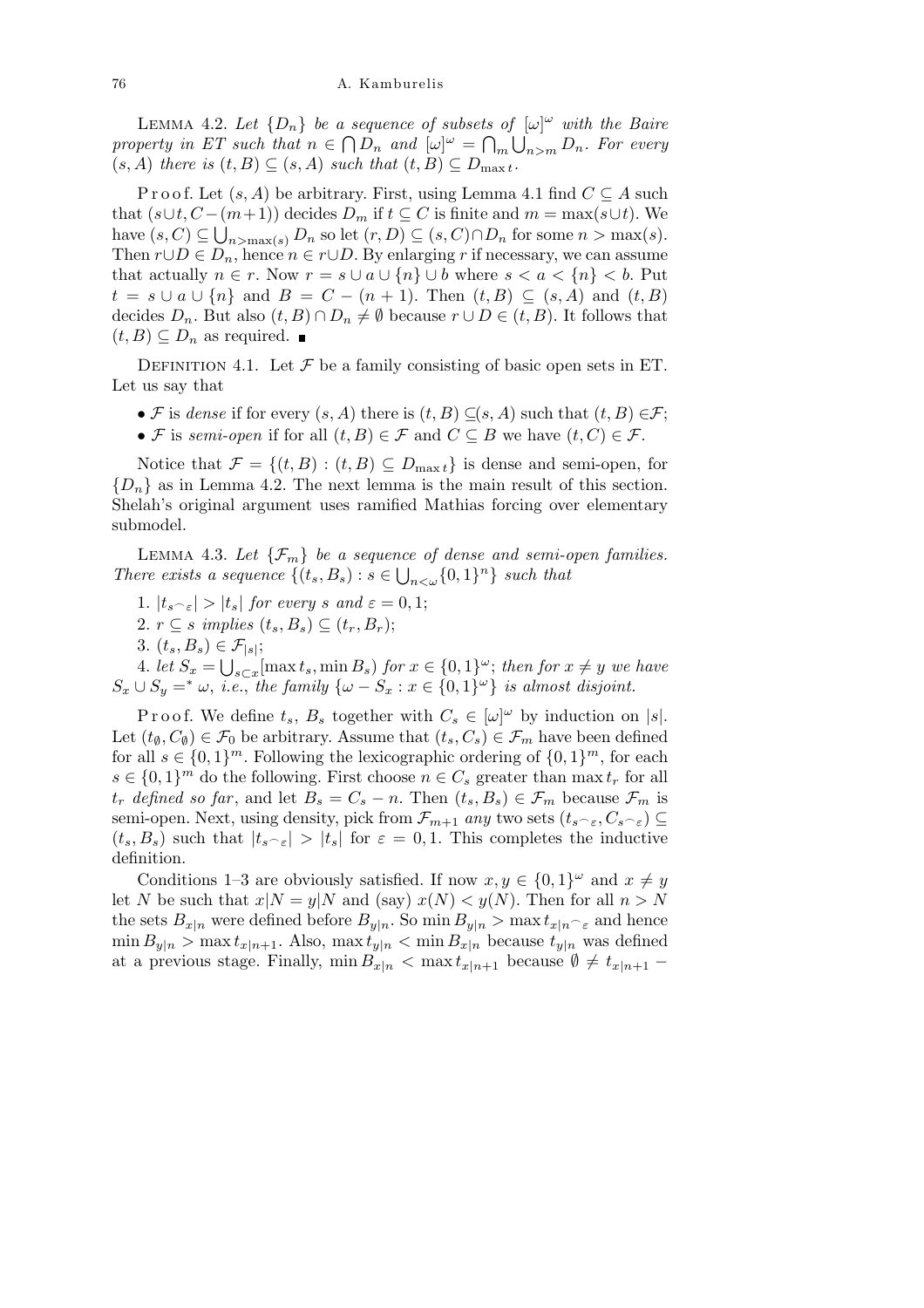**Lemma 4.2.** *Let $\{D_n\}$ be a sequence of subsets of $[\omega]^\omega$ with the Baire property in ET such that $n \in \bigcap D_n$ and $[\omega]^\omega = \bigcap_m \bigcup_{n>m} D_n$. For every $(s, A)$ there is $(t, B) \subseteq (s, A)$ such that $(t, B) \subseteq D_{\max t}$.*

Proof. Let $(s, A)$ be arbitrary. First, using Lemma 4.1 find $C \subseteq A$ such that $(s \cup t, C - (m+1))$ decides $D_m$ if $t \subseteq C$ is finite and $m = \max(s \cup t)$. We have $(s, C) \subseteq \bigcup_{n>\max(s)} D_n$ so let $(r, D) \subseteq (s, C) \cap D_n$ for some $n > \max(s)$. Then $r \cup D \in D_n$, hence $n \in r \cup D$. By enlarging $r$ if necessary, we can assume that actually $n \in r$. Now $r = s \cup a \cup \{n\} \cup b$ where $s < a < \{n\} < b$. Put $t = s \cup a \cup \{n\}$ and $B = C - (n+1)$. Then $(t, B) \subseteq (s, A)$ and $(t, B)$ decides $D_n$. But also $(t, B) \cap D_n \neq \emptyset$ because $r \cup D \in (t, B)$. It follows that $(t, B) \subseteq D_n$ as required. ∎

**Definition 4.1.** Let $\mathcal{F}$ be a family consisting of basic open sets in ET. Let us say that

- $\mathcal{F}$ is *dense* if for every $(s, A)$ there is $(t, B) \subseteq (s, A)$ such that $(t, B) \in \mathcal{F}$;
- $\mathcal{F}$ is *semi-open* if for all $(t, B) \in \mathcal{F}$ and $C \subseteq B$ we have $(t, C) \in \mathcal{F}$.

Notice that $\mathcal{F} = \{(t, B) : (t, B) \subseteq D_{\max t}\}$ is dense and semi-open, for $\{D_n\}$ as in Lemma 4.2. The next lemma is the main result of this section. Shelah's original argument uses ramified Mathias forcing over elementary submodel.

**Lemma 4.3.** *Let $\{\mathcal{F}_m\}$ be a sequence of dense and semi-open families. There exists a sequence $\{(t_s, B_s) : s \in \bigcup_{n<\omega}\{0,1\}^n\}$ such that*

1. *$|t_{s^\frown\varepsilon}| > |t_s|$ for every $s$ and $\varepsilon = 0, 1$;*
2. *$r \subseteq s$ implies $(t_s, B_s) \subseteq (t_r, B_r)$;*
3. *$(t_s, B_s) \in \mathcal{F}_{|s|}$;*
4. *let $S_x = \bigcup_{s \subset x} [\max t_s, \min B_s)$ for $x \in \{0,1\}^\omega$; then for $x \neq y$ we have $S_x \cup S_y =^* \omega$, i.e., the family $\{\omega - S_x : x \in \{0,1\}^\omega\}$ is almost disjoint.*

Proof. We define $t_s$, $B_s$ together with $C_s \in [\omega]^\omega$ by induction on $|s|$. Let $(t_\emptyset, C_\emptyset) \in \mathcal{F}_0$ be arbitrary. Assume that $(t_s, C_s) \in \mathcal{F}_m$ have been defined for all $s \in \{0,1\}^m$. Following the lexicographic ordering of $\{0,1\}^m$, for each $s \in \{0,1\}^m$ do the following. First choose $n \in C_s$ greater than $\max t_r$ for all $t_r$ *defined so far*, and let $B_s = C_s - n$. Then $(t_s, B_s) \in \mathcal{F}_m$ because $\mathcal{F}_m$ is semi-open. Next, using density, pick from $\mathcal{F}_{m+1}$ *any* two sets $(t_{s^\frown\varepsilon}, C_{s^\frown\varepsilon}) \subseteq (t_s, B_s)$ such that $|t_{s^\frown\varepsilon}| > |t_s|$ for $\varepsilon = 0, 1$. This completes the inductive definition.

Conditions 1–3 are obviously satisfied. If now $x, y \in \{0,1\}^\omega$ and $x \neq y$ let $N$ be such that $x|N = y|N$ and (say) $x(N) < y(N)$. Then for all $n > N$ the sets $B_{x|n}$ were defined before $B_{y|n}$. So $\min B_{y|n} > \max t_{x|n^\frown\varepsilon}$ and hence $\min B_{y|n} > \max t_{x|n+1}$. Also, $\max t_{y|n} < \min B_{x|n}$ because $t_{y|n}$ was defined at a previous stage. Finally, $\min B_{x|n} < \max t_{x|n+1}$ because $\emptyset \neq t_{x|n+1} -$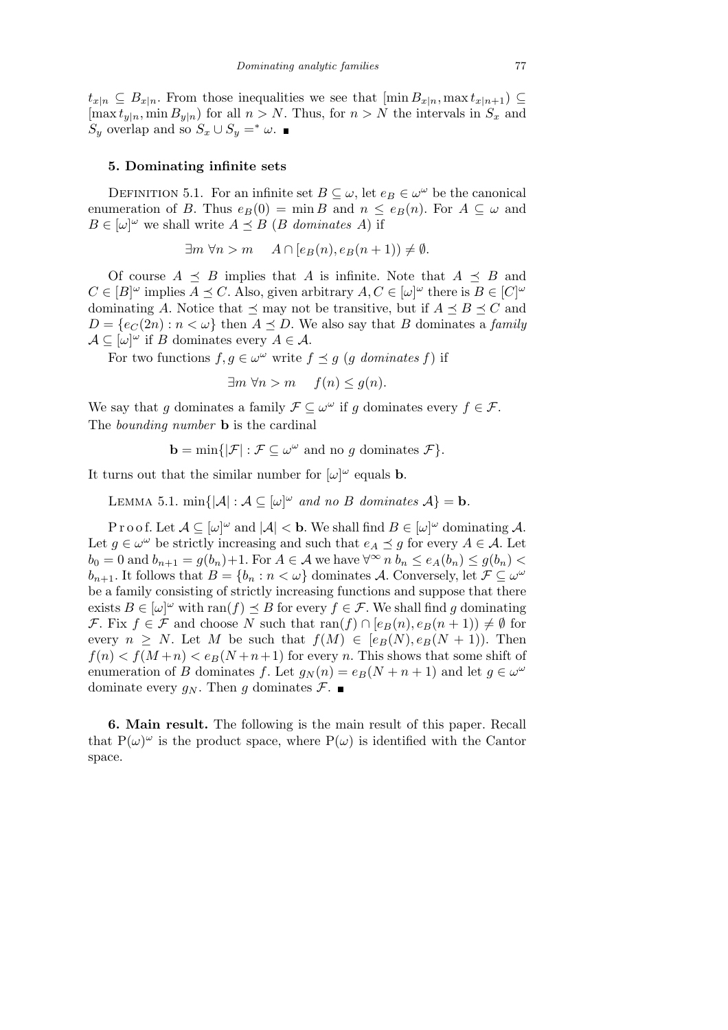$t_{x|n} \subseteq B_{x|n}$. From those inequalities we see that $[\min B_{x|n}, \max t_{x|n+1}) \subseteq [\max t_{y|n}, \min B_{y|n})$ for all $n > N$. Thus, for $n > N$ the intervals in $S_x$ and $S_y$ overlap and so $S_x \cup S_y =^* \omega$. ■

## 5. Dominating infinite sets

Definition 5.1. For an infinite set $B \subseteq \omega$, let $e_B \in \omega^\omega$ be the canonical enumeration of $B$. Thus $e_B(0) = \min B$ and $n \le e_B(n)$. For $A \subseteq \omega$ and $B \in [\omega]^\omega$ we shall write $A \preceq B$ ($B$ *dominates* $A$) if

$$\exists m \ \forall n > m \quad A \cap [e_B(n), e_B(n+1)) \ne \emptyset.$$

Of course $A \preceq B$ implies that $A$ is infinite. Note that $A \preceq B$ and $C \in [B]^\omega$ implies $A \preceq C$. Also, given arbitrary $A, C \in [\omega]^\omega$ there is $B \in [C]^\omega$ dominating $A$. Notice that $\preceq$ may not be transitive, but if $A \preceq B \preceq C$ and $D = \{e_C(2n) : n < \omega\}$ then $A \preceq D$. We also say that $B$ dominates a *family* $\mathcal{A} \subseteq [\omega]^\omega$ if $B$ dominates every $A \in \mathcal{A}$.

For two functions $f, g \in \omega^\omega$ write $f \preceq g$ ($g$ *dominates* $f$) if

$$\exists m \ \forall n > m \quad f(n) \le g(n).$$

We say that $g$ dominates a family $\mathcal{F} \subseteq \omega^\omega$ if $g$ dominates every $f \in \mathcal{F}$. The *bounding number* $\mathbf{b}$ is the cardinal

$$\mathbf{b} = \min\{|\mathcal{F}| : \mathcal{F} \subseteq \omega^\omega \text{ and no } g \text{ dominates } \mathcal{F}\}.$$

It turns out that the similar number for $[\omega]^\omega$ equals $\mathbf{b}$.

Lemma 5.1. *$\min\{|\mathcal{A}| : \mathcal{A} \subseteq [\omega]^\omega$ and no $B$ dominates $\mathcal{A}\} = \mathbf{b}$.*

Proof. Let $\mathcal{A} \subseteq [\omega]^\omega$ and $|\mathcal{A}| < \mathbf{b}$. We shall find $B \in [\omega]^\omega$ dominating $\mathcal{A}$. Let $g \in \omega^\omega$ be strictly increasing and such that $e_A \preceq g$ for every $A \in \mathcal{A}$. Let $b_0 = 0$ and $b_{n+1} = g(b_n)+1$. For $A \in \mathcal{A}$ we have $\forall^\infty n \ b_n \le e_A(b_n) \le g(b_n) < b_{n+1}$. It follows that $B = \{b_n : n < \omega\}$ dominates $\mathcal{A}$. Conversely, let $\mathcal{F} \subseteq \omega^\omega$ be a family consisting of strictly increasing functions and suppose that there exists $B \in [\omega]^\omega$ with $\operatorname{ran}(f) \preceq B$ for every $f \in \mathcal{F}$. We shall find $g$ dominating $\mathcal{F}$. Fix $f \in \mathcal{F}$ and choose $N$ such that $\operatorname{ran}(f) \cap [e_B(n), e_B(n+1)) \ne \emptyset$ for every $n \ge N$. Let $M$ be such that $f(M) \in [e_B(N), e_B(N+1))$. Then $f(n) < f(M+n) < e_B(N+n+1)$ for every $n$. This shows that some shift of enumeration of $B$ dominates $f$. Let $g_N(n) = e_B(N+n+1)$ and let $g \in \omega^\omega$ dominate every $g_N$. Then $g$ dominates $\mathcal{F}$. ■

**6. Main result.** The following is the main result of this paper. Recall that $\mathrm{P}(\omega)^\omega$ is the product space, where $\mathrm{P}(\omega)$ is identified with the Cantor space.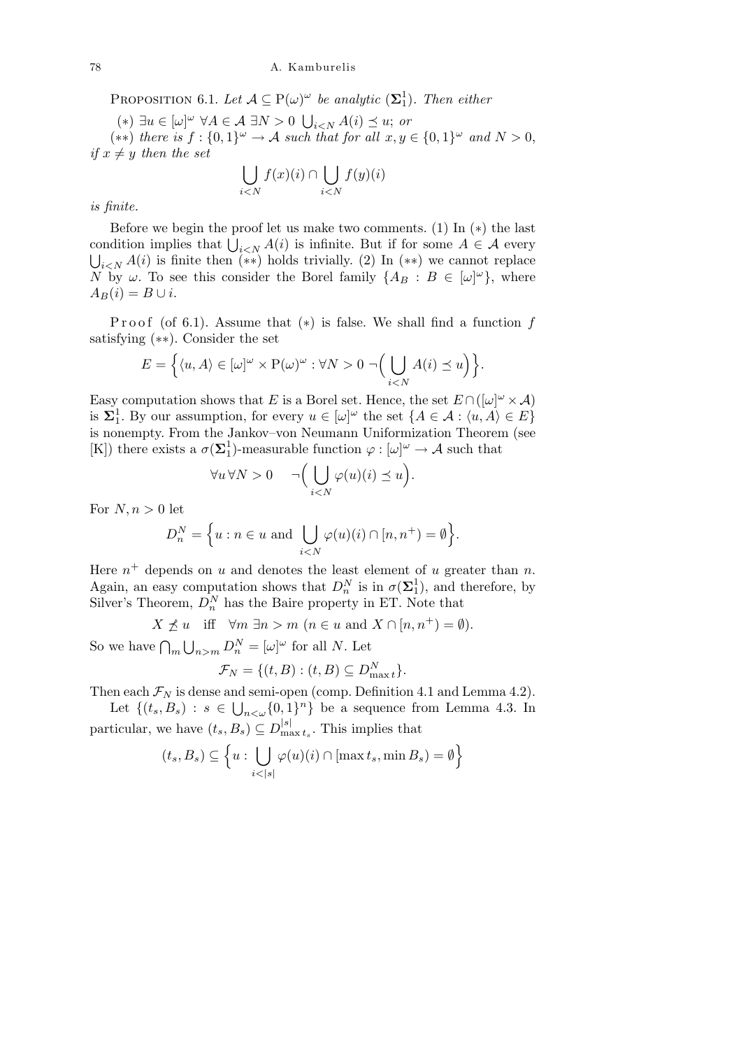PROPOSITION 6.1. *Let $\mathcal{A} \subseteq \mathrm{P}(\omega)^\omega$ be analytic ($\mathbf{\Sigma}^1_1$). Then either*

($*$) $\exists u \in [\omega]^\omega\ \forall A \in \mathcal{A}\ \exists N > 0\ \bigcup_{i<N} A(i) \preceq u$; *or*

($**$) *there is $f : \{0,1\}^\omega \to \mathcal{A}$ such that for all $x, y \in \{0,1\}^\omega$ and $N > 0$, if $x \neq y$ then the set*

$$\bigcup_{i<N} f(x)(i) \cap \bigcup_{i<N} f(y)(i)$$

*is finite.*

Before we begin the proof let us make two comments. (1) In ($*$) the last condition implies that $\bigcup_{i<N} A(i)$ is infinite. But if for some $A \in \mathcal{A}$ every $\bigcup_{i<N} A(i)$ is finite then ($**$) holds trivially. (2) In ($**$) we cannot replace $N$ by $\omega$. To see this consider the Borel family $\{A_B : B \in [\omega]^\omega\}$, where $A_B(i) = B \cup i$.

Proof (of 6.1). Assume that ($*$) is false. We shall find a function $f$ satisfying ($**$). Consider the set

$$E = \Big\{\langle u, A\rangle \in [\omega]^\omega \times \mathrm{P}(\omega)^\omega : \forall N > 0\ \neg\Big(\bigcup_{i<N} A(i) \preceq u\Big)\Big\}.$$

Easy computation shows that $E$ is a Borel set. Hence, the set $E \cap ([\omega]^\omega \times \mathcal{A})$ is $\mathbf{\Sigma}^1_1$. By our assumption, for every $u \in [\omega]^\omega$ the set $\{A \in \mathcal{A} : \langle u, A\rangle \in E\}$ is nonempty. From the Jankov–von Neumann Uniformization Theorem (see [K]) there exists a $\sigma(\mathbf{\Sigma}^1_1)$-measurable function $\varphi : [\omega]^\omega \to \mathcal{A}$ such that

$$\forall u\, \forall N > 0 \quad \neg\Big(\bigcup_{i<N} \varphi(u)(i) \preceq u\Big).$$

For $N, n > 0$ let

$$D^N_n = \Big\{u : n \in u \text{ and } \bigcup_{i<N} \varphi(u)(i) \cap [n, n^+) = \emptyset\Big\}.$$

Here $n^+$ depends on $u$ and denotes the least element of $u$ greater than $n$. Again, an easy computation shows that $D^N_n$ is in $\sigma(\mathbf{\Sigma}^1_1)$, and therefore, by Silver's Theorem, $D^N_n$ has the Baire property in ET. Note that

$$X \not\preceq u \quad \text{iff} \quad \forall m\ \exists n > m\ (n \in u \text{ and } X \cap [n, n^+) = \emptyset).$$

So we have $\bigcap_m \bigcup_{n>m} D^N_n = [\omega]^\omega$ for all $N$. Let

$$\mathcal{F}_N = \{(t, B) : (t, B) \subseteq D^N_{\max t}\}.$$

Then each $\mathcal{F}_N$ is dense and semi-open (comp. Definition 4.1 and Lemma 4.2).

Let $\{(t_s, B_s) : s \in \bigcup_{n<\omega}\{0,1\}^n\}$ be a sequence from Lemma 4.3. In particular, we have $(t_s, B_s) \subseteq D^{|s|}_{\max t_s}$. This implies that

$$(t_s, B_s) \subseteq \Big\{u : \bigcup_{i<|s|} \varphi(u)(i) \cap [\max t_s, \min B_s) = \emptyset\Big\}$$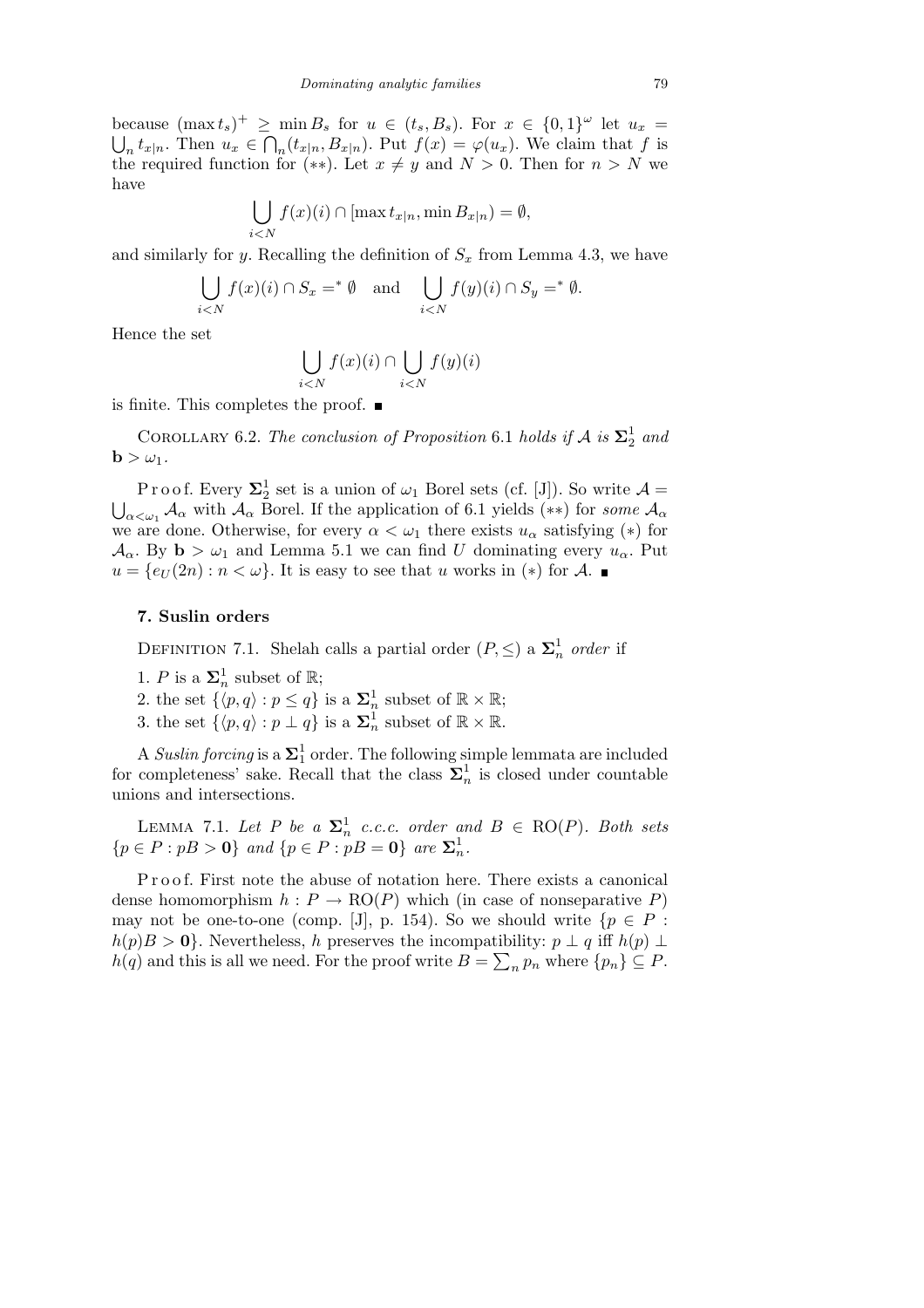because $(\max t_s)^+ \geq \min B_s$ for $u \in (t_s, B_s)$. For $x \in \{0,1\}^\omega$ let $u_x = \bigcup_n t_{x|n}$. Then $u_x \in \bigcap_n (t_{x|n}, B_{x|n})$. Put $f(x) = \varphi(u_x)$. We claim that $f$ is the required function for $(**)$. Let $x \neq y$ and $N > 0$. Then for $n > N$ we have

$$\bigcup_{i<N} f(x)(i) \cap [\max t_{x|n}, \min B_{x|n}) = \emptyset,$$

and similarly for $y$. Recalling the definition of $S_x$ from Lemma 4.3, we have

$$\bigcup_{i<N} f(x)(i) \cap S_x =^* \emptyset \quad \text{and} \quad \bigcup_{i<N} f(y)(i) \cap S_y =^* \emptyset.$$

Hence the set

$$\bigcup_{i<N} f(x)(i) \cap \bigcup_{i<N} f(y)(i)$$

is finite. This completes the proof. ∎

Corollary 6.2. *The conclusion of Proposition* 6.1 *holds if* $\mathcal{A}$ *is* $\mathbf{\Sigma}^1_2$ *and* $\mathbf{b} > \omega_1$.

Proof. Every $\mathbf{\Sigma}^1_2$ set is a union of $\omega_1$ Borel sets (cf. [J]). So write $\mathcal{A} = \bigcup_{\alpha<\omega_1} \mathcal{A}_\alpha$ with $\mathcal{A}_\alpha$ Borel. If the application of 6.1 yields $(**)$ for *some* $\mathcal{A}_\alpha$ we are done. Otherwise, for every $\alpha < \omega_1$ there exists $u_\alpha$ satisfying $(*)$ for $\mathcal{A}_\alpha$. By $\mathbf{b} > \omega_1$ and Lemma 5.1 we can find $U$ dominating every $u_\alpha$. Put $u = \{e_U(2n) : n < \omega\}$. It is easy to see that $u$ works in $(*)$ for $\mathcal{A}$. ∎

## 7. Suslin orders

Definition 7.1. Shelah calls a partial order $(P, \leq)$ a $\mathbf{\Sigma}^1_n$ *order* if

1. $P$ is a $\mathbf{\Sigma}^1_n$ subset of $\mathbb{R}$;
2. the set $\{\langle p, q\rangle : p \leq q\}$ is a $\mathbf{\Sigma}^1_n$ subset of $\mathbb{R} \times \mathbb{R}$;
3. the set $\{\langle p, q\rangle : p \perp q\}$ is a $\mathbf{\Sigma}^1_n$ subset of $\mathbb{R} \times \mathbb{R}$.

A *Suslin forcing* is a $\mathbf{\Sigma}^1_1$ order. The following simple lemmata are included for completeness' sake. Recall that the class $\mathbf{\Sigma}^1_n$ is closed under countable unions and intersections.

Lemma 7.1. *Let* $P$ *be a* $\mathbf{\Sigma}^1_n$ *c.c.c. order and* $B \in \mathrm{RO}(P)$. *Both sets* $\{p \in P : pB > \mathbf{0}\}$ *and* $\{p \in P : pB = \mathbf{0}\}$ *are* $\mathbf{\Sigma}^1_n$.

Proof. First note the abuse of notation here. There exists a canonical dense homomorphism $h : P \to \mathrm{RO}(P)$ which (in case of nonseparative $P$) may not be one-to-one (comp. [J], p. 154). So we should write $\{p \in P : h(p)B > \mathbf{0}\}$. Nevertheless, $h$ preserves the incompatibility: $p \perp q$ iff $h(p) \perp h(q)$ and this is all we need. For the proof write $B = \sum_n p_n$ where $\{p_n\} \subseteq P$.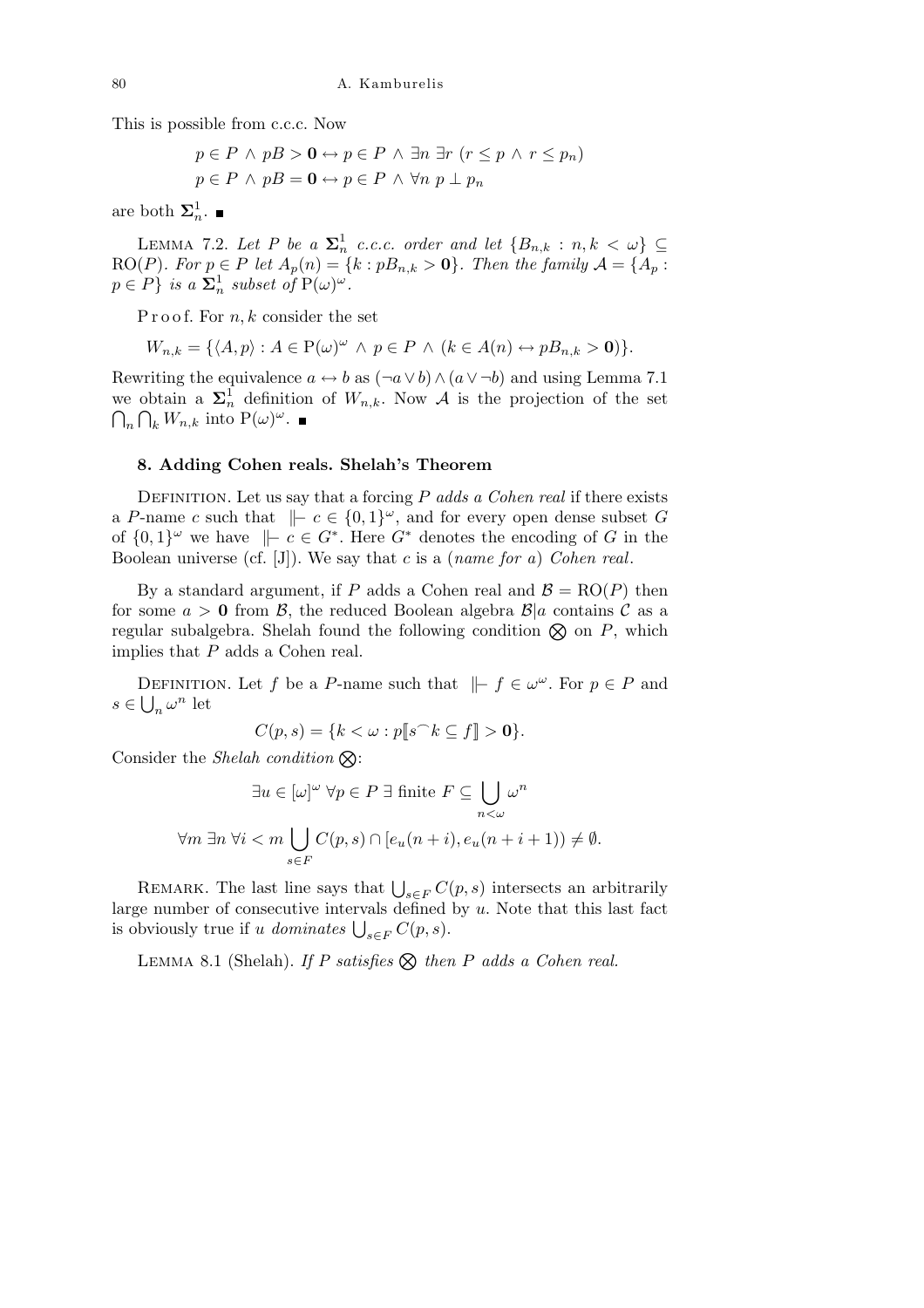This is possible from c.c.c. Now

$$p \in P \wedge pB > \mathbf{0} \leftrightarrow p \in P \wedge \exists n \, \exists r \, (r \le p \wedge r \le p_n)$$
$$p \in P \wedge pB = \mathbf{0} \leftrightarrow p \in P \wedge \forall n \; p \perp p_n$$

are both $\mathbf{\Sigma}^1_n$. ∎

LEMMA 7.2. *Let $P$ be a $\mathbf{\Sigma}^1_n$ c.c.c. order and let $\{B_{n,k} : n,k < \omega\} \subseteq \mathrm{RO}(P)$. For $p \in P$ let $A_p(n) = \{k : pB_{n,k} > \mathbf{0}\}$. Then the family $\mathcal{A} = \{A_p : p \in P\}$ is a $\mathbf{\Sigma}^1_n$ subset of $\mathrm{P}(\omega)^\omega$.*

Proof. For $n, k$ consider the set

$$W_{n,k} = \{\langle A, p\rangle : A \in \mathrm{P}(\omega)^\omega \wedge p \in P \wedge (k \in A(n) \leftrightarrow pB_{n,k} > \mathbf{0})\}.$$

Rewriting the equivalence $a \leftrightarrow b$ as $(\neg a \vee b) \wedge (a \vee \neg b)$ and using Lemma 7.1 we obtain a $\mathbf{\Sigma}^1_n$ definition of $W_{n,k}$. Now $\mathcal{A}$ is the projection of the set $\bigcap_n \bigcap_k W_{n,k}$ into $\mathrm{P}(\omega)^\omega$. ∎

## 8. Adding Cohen reals. Shelah's Theorem

DEFINITION. Let us say that a forcing $P$ *adds a Cohen real* if there exists a $P$-name $c$ such that $\Vdash c \in \{0,1\}^\omega$, and for every open dense subset $G$ of $\{0,1\}^\omega$ we have $\Vdash c \in G^*$. Here $G^*$ denotes the encoding of $G$ in the Boolean universe (cf. [J]). We say that $c$ is a (*name for a*) *Cohen real*.

By a standard argument, if $P$ adds a Cohen real and $\mathcal{B} = \mathrm{RO}(P)$ then for some $a > \mathbf{0}$ from $\mathcal{B}$, the reduced Boolean algebra $\mathcal{B}|a$ contains $\mathcal{C}$ as a regular subalgebra. Shelah found the following condition $\bigotimes$ on $P$, which implies that $P$ adds a Cohen real.

DEFINITION. Let $f$ be a $P$-name such that $\Vdash f \in \omega^\omega$. For $p \in P$ and $s \in \bigcup_n \omega^n$ let

$$C(p,s) = \{k < \omega : p[\![s^\frown k \subseteq f]\!] > \mathbf{0}\}.$$

Consider the *Shelah condition* $\bigotimes$:

$$\exists u \in [\omega]^\omega \; \forall p \in P \; \exists \text{ finite } F \subseteq \bigcup_{n<\omega} \omega^n$$
$$\forall m \; \exists n \; \forall i < m \bigcup_{s \in F} C(p,s) \cap [e_u(n+i), e_u(n+i+1)) \neq \emptyset.$$

REMARK. The last line says that $\bigcup_{s\in F} C(p,s)$ intersects an arbitrarily large number of consecutive intervals defined by $u$. Note that this last fact is obviously true if $u$ *dominates* $\bigcup_{s\in F} C(p,s)$.

LEMMA 8.1 (Shelah). *If $P$ satisfies $\bigotimes$ then $P$ adds a Cohen real.*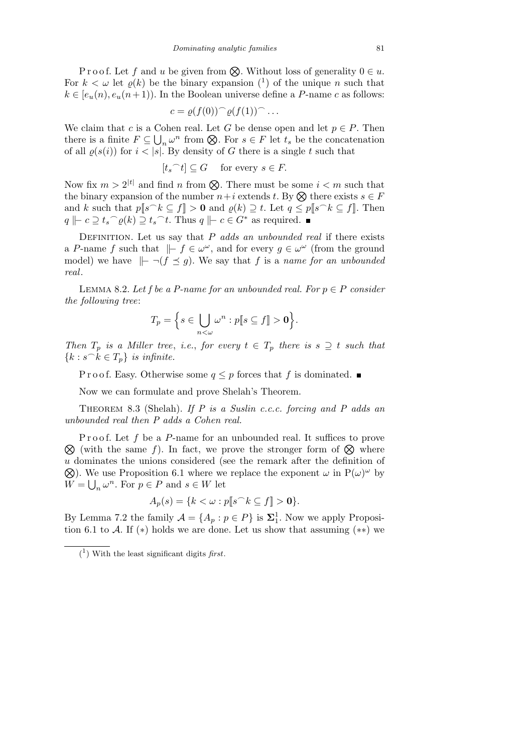Proof. Let $f$ and $u$ be given from $\bigotimes$. Without loss of generality $0 \in u$. For $k < \omega$ let $\varrho(k)$ be the binary expansion [1] of the unique $n$ such that $k \in [e_u(n), e_u(n+1))$. In the Boolean universe define a $P$-name $c$ as follows:

$$c = \varrho(f(0))^\frown \varrho(f(1))^\frown \ldots$$

We claim that $c$ is a Cohen real. Let $G$ be dense open and let $p \in P$. Then there is a finite $F \subseteq \bigcup_n \omega^n$ from $\bigotimes$. For $s \in F$ let $t_s$ be the concatenation of all $\varrho(s(i))$ for $i < |s|$. By density of $G$ there is a single $t$ such that

$$[t_s{}^\frown t] \subseteq G \quad \text{for every } s \in F.$$

Now fix $m > 2^{|t|}$ and find $n$ from $\bigotimes$. There must be some $i < m$ such that the binary expansion of the number $n+i$ extends $t$. By $\bigotimes$ there exists $s \in F$ and $k$ such that $p[\![s^\frown k \subseteq f]\!] > \mathbf{0}$ and $\varrho(k) \supseteq t$. Let $q \le p[\![s^\frown k \subseteq f]\!]$. Then $q \Vdash c \supseteq t_s{}^\frown \varrho(k) \supseteq t_s{}^\frown t$. Thus $q \Vdash c \in G^*$ as required. ■

Definition. Let us say that $P$ *adds an unbounded real* if there exists a $P$-name $f$ such that $\Vdash f \in \omega^\omega$, and for every $g \in \omega^\omega$ (from the ground model) we have $\Vdash \neg(f \preceq g)$. We say that $f$ is a *name for an unbounded real*.

Lemma 8.2. *Let $f$ be a $P$-name for an unbounded real. For $p \in P$ consider the following tree*:

$$T_p = \Big\{ s \in \bigcup_{n<\omega} \omega^n : p[\![s \subseteq f]\!] > \mathbf{0} \Big\}.$$

*Then $T_p$ is a Miller tree, i.e., for every $t \in T_p$ there is $s \supseteq t$ such that $\{k : s^\frown k \in T_p\}$ is infinite.*

Proof. Easy. Otherwise some $q \le p$ forces that $f$ is dominated. ■

Now we can formulate and prove Shelah's Theorem.

Theorem 8.3 (Shelah). *If $P$ is a Suslin c.c.c. forcing and $P$ adds an unbounded real then $P$ adds a Cohen real.*

Proof. Let $f$ be a $P$-name for an unbounded real. It suffices to prove $\bigotimes$ (with the same $f$). In fact, we prove the stronger form of $\bigotimes$ where $u$ dominates the unions considered (see the remark after the definition of $\bigotimes$). We use Proposition 6.1 where we replace the exponent $\omega$ in $\mathrm{P}(\omega)^\omega$ by $W = \bigcup_n \omega^n$. For $p \in P$ and $s \in W$ let

$$A_p(s) = \{k < \omega : p[\![s^\frown k \subseteq f]\!] > \mathbf{0}\}.$$

By Lemma 7.2 the family $\mathcal{A} = \{A_p : p \in P\}$ is $\mathbf{\Sigma}^1_1$. Now we apply Proposition 6.1 to $\mathcal{A}$. If $(*)$ holds we are done. Let us show that assuming $(**)$ we

[1] With the least significant digits *first*.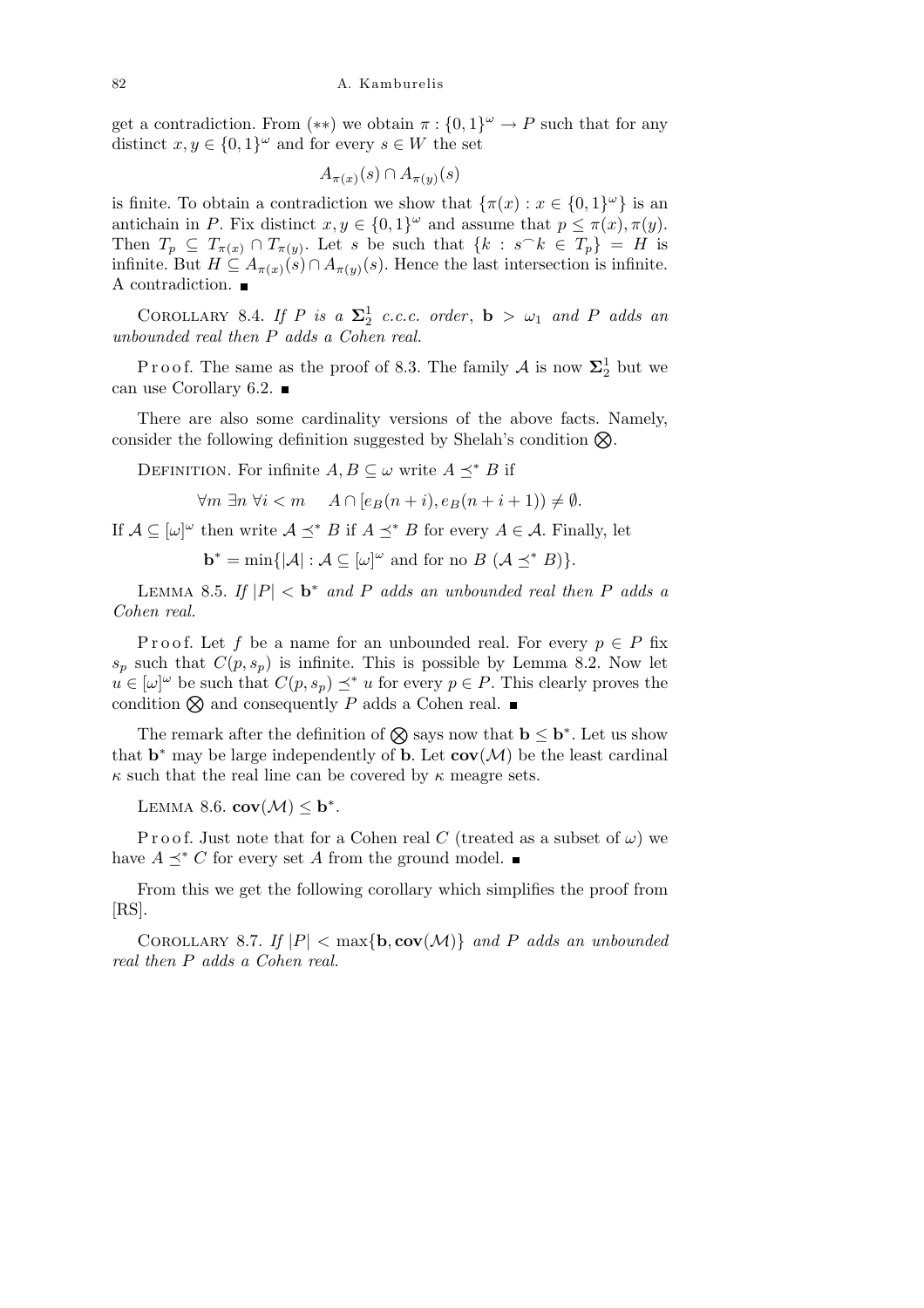get a contradiction. From $(**)$ we obtain $\pi : \{0,1\}^\omega \to P$ such that for any distinct $x, y \in \{0,1\}^\omega$ and for every $s \in W$ the set

$$A_{\pi(x)}(s) \cap A_{\pi(y)}(s)$$

is finite. To obtain a contradiction we show that $\{\pi(x) : x \in \{0,1\}^\omega\}$ is an antichain in $P$. Fix distinct $x, y \in \{0,1\}^\omega$ and assume that $p \le \pi(x), \pi(y)$. Then $T_p \subseteq T_{\pi(x)} \cap T_{\pi(y)}$. Let $s$ be such that $\{k : s^\frown k \in T_p\} = H$ is infinite. But $H \subseteq A_{\pi(x)}(s) \cap A_{\pi(y)}(s)$. Hence the last intersection is infinite. A contradiction. ■

COROLLARY 8.4. *If $P$ is a $\mathbf{\Sigma}^1_2$ c.c.c. order, $\mathbf{b} > \omega_1$ and $P$ adds an unbounded real then $P$ adds a Cohen real.*

Proof. The same as the proof of 8.3. The family $\mathcal{A}$ is now $\mathbf{\Sigma}^1_2$ but we can use Corollary 6.2. ■

There are also some cardinality versions of the above facts. Namely, consider the following definition suggested by Shelah's condition $\bigotimes$.

DEFINITION. For infinite $A, B \subseteq \omega$ write $A \preceq^* B$ if

$$\forall m \; \exists n \; \forall i < m \quad A \cap [e_B(n+i), e_B(n+i+1)) \neq \emptyset.$$

If $\mathcal{A} \subseteq [\omega]^\omega$ then write $\mathcal{A} \preceq^* B$ if $A \preceq^* B$ for every $A \in \mathcal{A}$. Finally, let

$$\mathbf{b}^* = \min\{|\mathcal{A}| : \mathcal{A} \subseteq [\omega]^\omega \text{ and for no } B \; (\mathcal{A} \preceq^* B)\}.$$

LEMMA 8.5. *If $|P| < \mathbf{b}^*$ and $P$ adds an unbounded real then $P$ adds a Cohen real.*

Proof. Let $f$ be a name for an unbounded real. For every $p \in P$ fix $s_p$ such that $C(p, s_p)$ is infinite. This is possible by Lemma 8.2. Now let $u \in [\omega]^\omega$ be such that $C(p, s_p) \preceq^* u$ for every $p \in P$. This clearly proves the condition $\bigotimes$ and consequently $P$ adds a Cohen real. ■

The remark after the definition of $\bigotimes$ says now that $\mathbf{b} \le \mathbf{b}^*$. Let us show that $\mathbf{b}^*$ may be large independently of $\mathbf{b}$. Let $\mathbf{cov}(\mathcal{M})$ be the least cardinal $\kappa$ such that the real line can be covered by $\kappa$ meagre sets.

LEMMA 8.6. $\mathbf{cov}(\mathcal{M}) \le \mathbf{b}^*$.

Proof. Just note that for a Cohen real $C$ (treated as a subset of $\omega$) we have $A \preceq^* C$ for every set $A$ from the ground model. ■

From this we get the following corollary which simplifies the proof from [RS].

COROLLARY 8.7. *If $|P| < \max\{\mathbf{b}, \mathbf{cov}(\mathcal{M})\}$ and $P$ adds an unbounded real then $P$ adds a Cohen real.*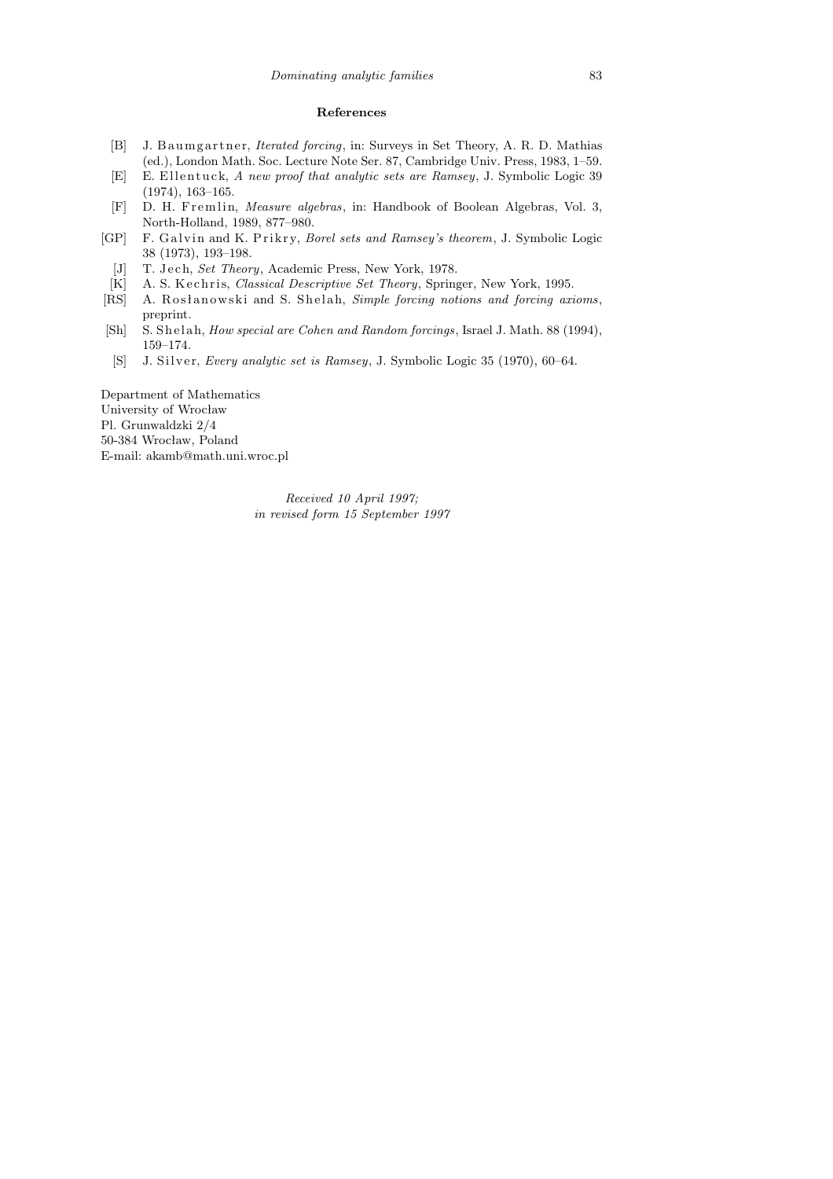## References

[B] J. Baumgartner, *Iterated forcing*, in: Surveys in Set Theory, A. R. D. Mathias (ed.), London Math. Soc. Lecture Note Ser. 87, Cambridge Univ. Press, 1983, 1–59.

[E] E. Ellentuck, *A new proof that analytic sets are Ramsey*, J. Symbolic Logic 39 (1974), 163–165.

[F] D. H. Fremlin, *Measure algebras*, in: Handbook of Boolean Algebras, Vol. 3, North-Holland, 1989, 877–980.

[GP] F. Galvin and K. Prikry, *Borel sets and Ramsey's theorem*, J. Symbolic Logic 38 (1973), 193–198.

[J] T. Jech, *Set Theory*, Academic Press, New York, 1978.

[K] A. S. Kechris, *Classical Descriptive Set Theory*, Springer, New York, 1995.

[RS] A. Rosłanowski and S. Shelah, *Simple forcing notions and forcing axioms*, preprint.

[Sh] S. Shelah, *How special are Cohen and Random forcings*, Israel J. Math. 88 (1994), 159–174.

[S] J. Silver, *Every analytic set is Ramsey*, J. Symbolic Logic 35 (1970), 60–64.

Department of Mathematics
University of Wrocław
Pl. Grunwaldzki 2/4
50-384 Wrocław, Poland
E-mail: akamb@math.uni.wroc.pl

*Received 10 April 1997;*
*in revised form 15 September 1997*